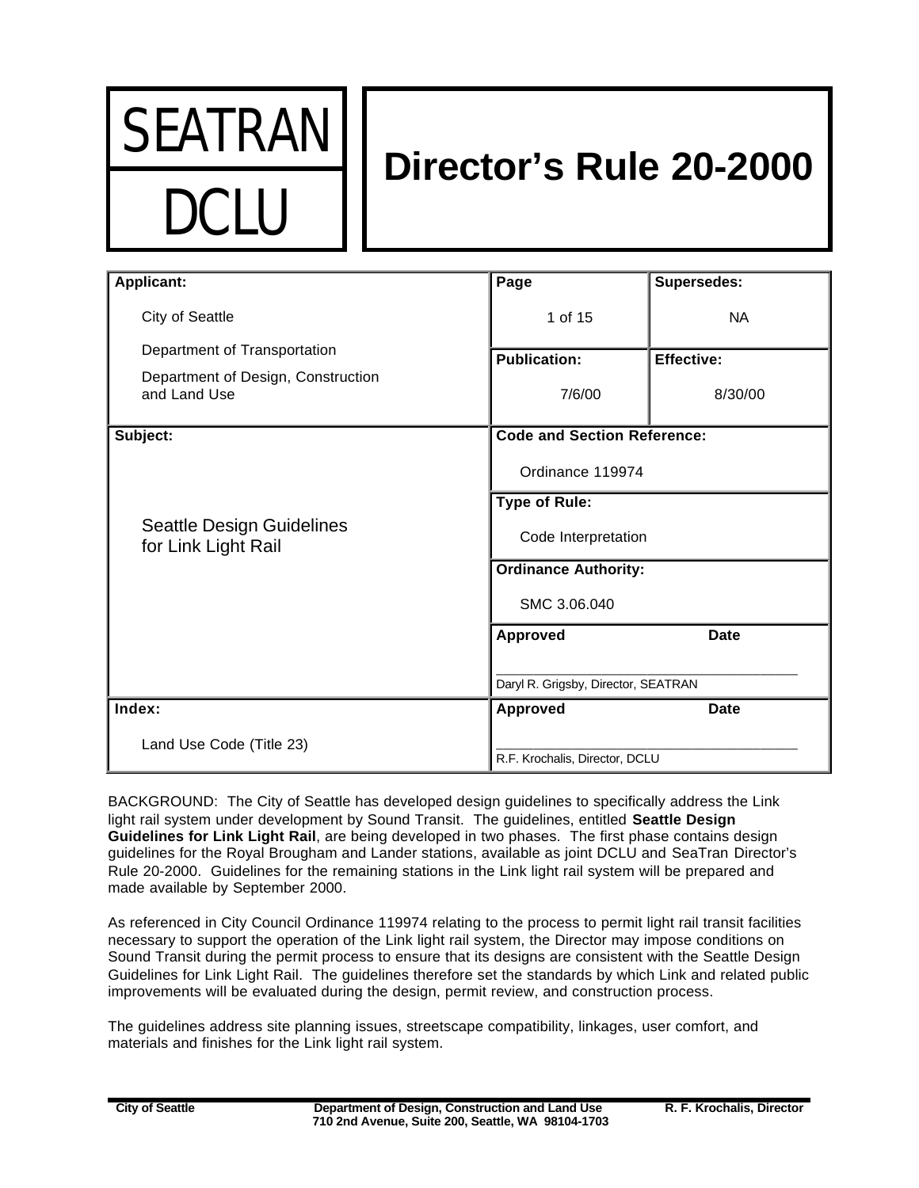SEATRAN

DCLU

# Director's Rule 20-2000

| Applicant: | Page | Supersedes: |
|---|---|---|
| City of Seattle<br>Department of Transportation<br>Department of Design, Construction and Land Use | 1 of 15 | NA |
| | **Publication:** 7/6/00 | **Effective:** 8/30/00 |

| Subject: | |
|---|---|
| Seattle Design Guidelines for Link Light Rail | **Code and Section Reference:** Ordinance 119974 |
| | **Type of Rule:** Code Interpretation |
| | **Ordinance Authority:** SMC 3.06.040 |
| | **Approved** **Date**<br>\_\_\_\_\_\_\_\_\_\_\_\_\_\_\_\_\_\_\_\_\_\_\_\_\_\_\_\_\_\_\_<br>Daryl R. Grigsby, Director, SEATRAN |
| **Index:** Land Use Code (Title 23) | **Approved** **Date**<br>\_\_\_\_\_\_\_\_\_\_\_\_\_\_\_\_\_\_\_\_\_\_\_\_\_\_\_\_\_\_\_<br>R.F. Krochalis, Director, DCLU |

BACKGROUND: The City of Seattle has developed design guidelines to specifically address the Link light rail system under development by Sound Transit. The guidelines, entitled **Seattle Design Guidelines for Link Light Rail**, are being developed in two phases. The first phase contains design guidelines for the Royal Brougham and Lander stations, available as joint DCLU and SeaTran Director's Rule 20-2000. Guidelines for the remaining stations in the Link light rail system will be prepared and made available by September 2000.

As referenced in City Council Ordinance 119974 relating to the process to permit light rail transit facilities necessary to support the operation of the Link light rail system, the Director may impose conditions on Sound Transit during the permit process to ensure that its designs are consistent with the Seattle Design Guidelines for Link Light Rail. The guidelines therefore set the standards by which Link and related public improvements will be evaluated during the design, permit review, and construction process.

The guidelines address site planning issues, streetscape compatibility, linkages, user comfort, and materials and finishes for the Link light rail system.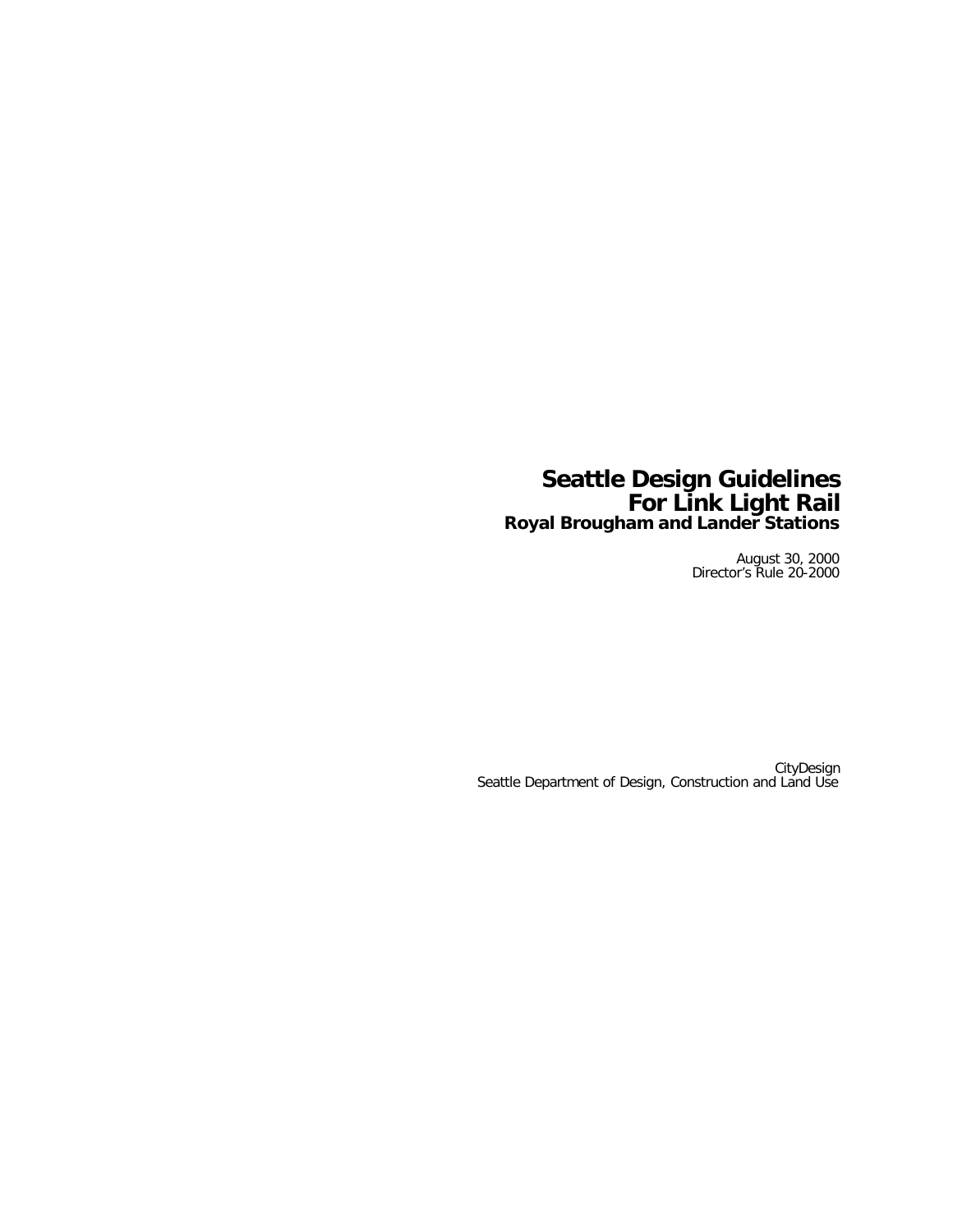# Seattle Design Guidelines For Link Light Rail

## Royal Brougham and Lander Stations

August 30, 2000
Director's Rule 20-2000

CityDesign
Seattle Department of Design, Construction and Land Use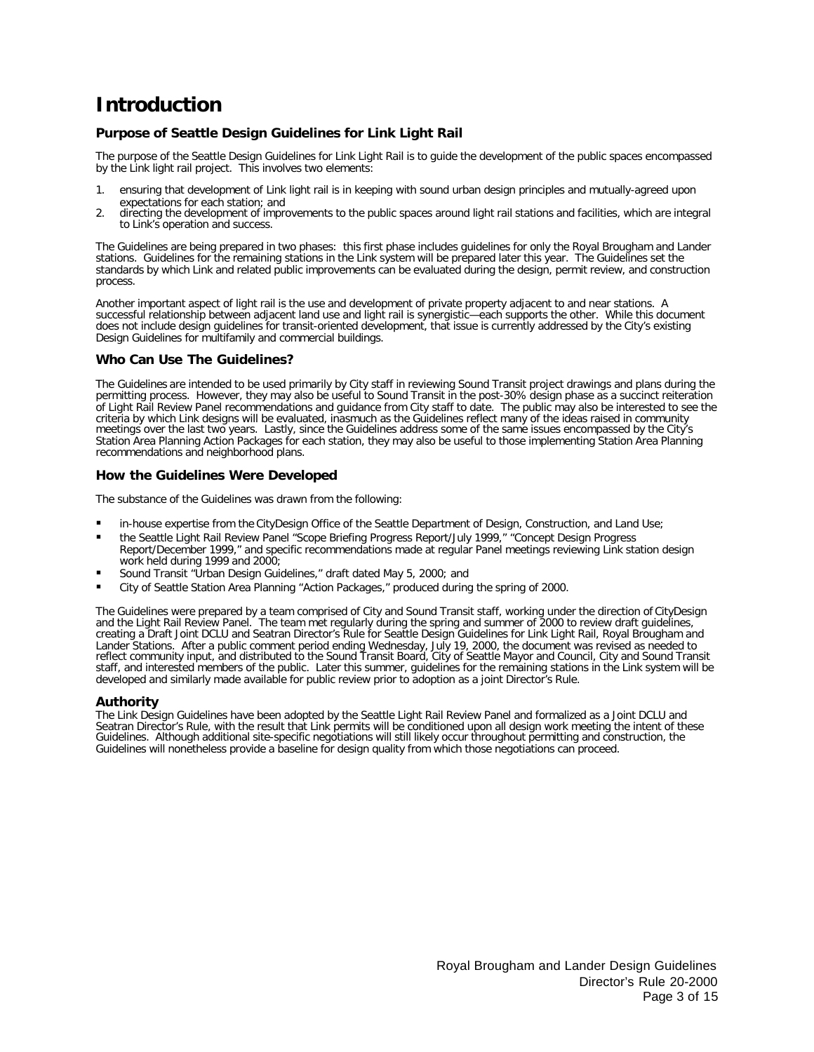# Introduction

## Purpose of Seattle Design Guidelines for Link Light Rail

The purpose of the Seattle Design Guidelines for Link Light Rail is to guide the development of the public spaces encompassed by the Link light rail project. This involves two elements:

1. ensuring that development of Link light rail is in keeping with sound urban design principles and mutually-agreed upon expectations for each station; and
2. directing the development of improvements to the public spaces around light rail stations and facilities, which are integral to Link's operation and success.

The Guidelines are being prepared in two phases: this first phase includes guidelines for only the Royal Brougham and Lander stations. Guidelines for the remaining stations in the Link system will be prepared later this year. The Guidelines set the standards by which Link and related public improvements can be evaluated during the design, permit review, and construction process.

Another important aspect of light rail is the use and development of private property adjacent to and near stations. A successful relationship between adjacent land use and light rail is synergistic—each supports the other. While this document does not include design guidelines for transit-oriented development, that issue is currently addressed by the City's existing Design Guidelines for multifamily and commercial buildings.

## Who Can Use The Guidelines?

The Guidelines are intended to be used primarily by City staff in reviewing Sound Transit project drawings and plans during the permitting process. However, they may also be useful to Sound Transit in the post-30% design phase as a succinct reiteration of Light Rail Review Panel recommendations and guidance from City staff to date. The public may also be interested to see the criteria by which Link designs will be evaluated, inasmuch as the Guidelines reflect many of the ideas raised in community meetings over the last two years. Lastly, since the Guidelines address some of the same issues encompassed by the City's Station Area Planning Action Packages for each station, they may also be useful to those implementing Station Area Planning recommendations and neighborhood plans.

## How the Guidelines Were Developed

The substance of the Guidelines was drawn from the following:

- in-house expertise from the CityDesign Office of the Seattle Department of Design, Construction, and Land Use;
- the Seattle Light Rail Review Panel "Scope Briefing Progress Report/July 1999," "Concept Design Progress Report/December 1999," and specific recommendations made at regular Panel meetings reviewing Link station design work held during 1999 and 2000;
- Sound Transit "Urban Design Guidelines," draft dated May 5, 2000; and
- City of Seattle Station Area Planning "Action Packages," produced during the spring of 2000.

The Guidelines were prepared by a team comprised of City and Sound Transit staff, working under the direction of CityDesign and the Light Rail Review Panel. The team met regularly during the spring and summer of 2000 to review draft guidelines, creating a Draft Joint DCLU and Seatran Director's Rule for Seattle Design Guidelines for Link Light Rail, Royal Brougham and Lander Stations. After a public comment period ending Wednesday, July 19, 2000, the document was revised as needed to reflect community input, and distributed to the Sound Transit Board, City of Seattle Mayor and Council, City and Sound Transit staff, and interested members of the public. Later this summer, guidelines for the remaining stations in the Link system will be developed and similarly made available for public review prior to adoption as a joint Director's Rule.

## Authority

The Link Design Guidelines have been adopted by the Seattle Light Rail Review Panel and formalized as a Joint DCLU and Seatran Director's Rule, with the result that Link permits will be conditioned upon all design work meeting the intent of these Guidelines. Although additional site-specific negotiations will still likely occur throughout permitting and construction, the Guidelines will nonetheless provide a baseline for design quality from which those negotiations can proceed.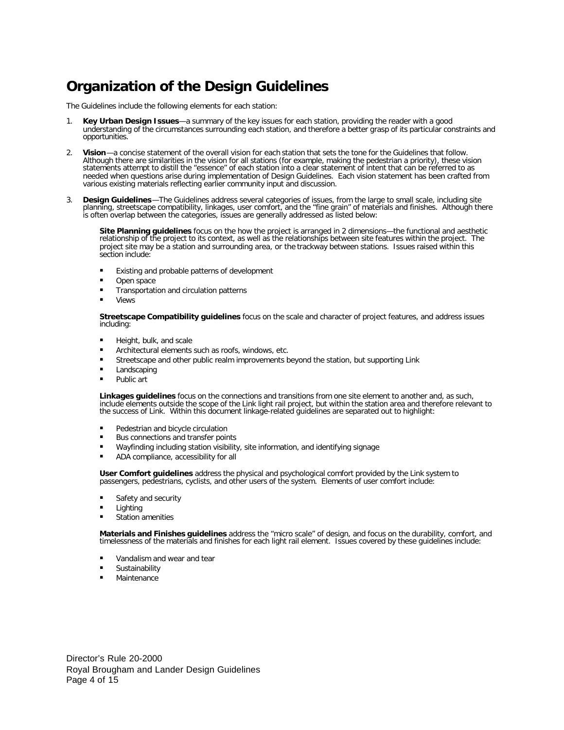# Organization of the Design Guidelines

The Guidelines include the following elements for each station:

1. **Key Urban Design Issues**—a summary of the key issues for each station, providing the reader with a good understanding of the circumstances surrounding each station, and therefore a better grasp of its particular constraints and opportunities.

2. **Vision**—a concise statement of the overall vision for each station that sets the tone for the Guidelines that follow. Although there are similarities in the vision for all stations (for example, making the pedestrian a priority), these vision statements attempt to distill the "essence" of each station into a clear statement of intent that can be referred to as needed when questions arise during implementation of Design Guidelines. Each vision statement has been crafted from various existing materials reflecting earlier community input and discussion.

3. **Design Guidelines**—The Guidelines address several categories of issues, from the large to small scale, including site planning, streetscape compatibility, linkages, user comfort, and the "fine grain" of materials and finishes. Although there is often overlap between the categories, issues are generally addressed as listed below:

   **Site Planning guidelines** focus on the how the project is arranged in 2 dimensions—the functional and aesthetic relationship of the project to its context, as well as the relationships between site features within the project. The project site may be a station and surrounding area, or the trackway between stations. Issues raised within this section include:

   - Existing and probable patterns of development
   - Open space
   - Transportation and circulation patterns
   - Views

   **Streetscape Compatibility guidelines** focus on the scale and character of project features, and address issues including:

   - Height, bulk, and scale
   - Architectural elements such as roofs, windows, etc.
   - Streetscape and other public realm improvements beyond the station, but supporting Link
   - Landscaping
   - Public art

   **Linkages guidelines** focus on the connections and transitions from one site element to another and, as such, include elements outside the scope of the Link light rail project, but within the station area and therefore relevant to the success of Link. Within this document linkage-related guidelines are separated out to highlight:

   - Pedestrian and bicycle circulation
   - Bus connections and transfer points
   - Wayfinding including station visibility, site information, and identifying signage
   - ADA compliance, accessibility for all

   **User Comfort guidelines** address the physical and psychological comfort provided by the Link system to passengers, pedestrians, cyclists, and other users of the system. Elements of user comfort include:

   - Safety and security
   - Lighting
   - Station amenities

   **Materials and Finishes guidelines** address the "micro scale" of design, and focus on the durability, comfort, and timelessness of the materials and finishes for each light rail element. Issues covered by these guidelines include:

   - Vandalism and wear and tear
   - Sustainability
   - Maintenance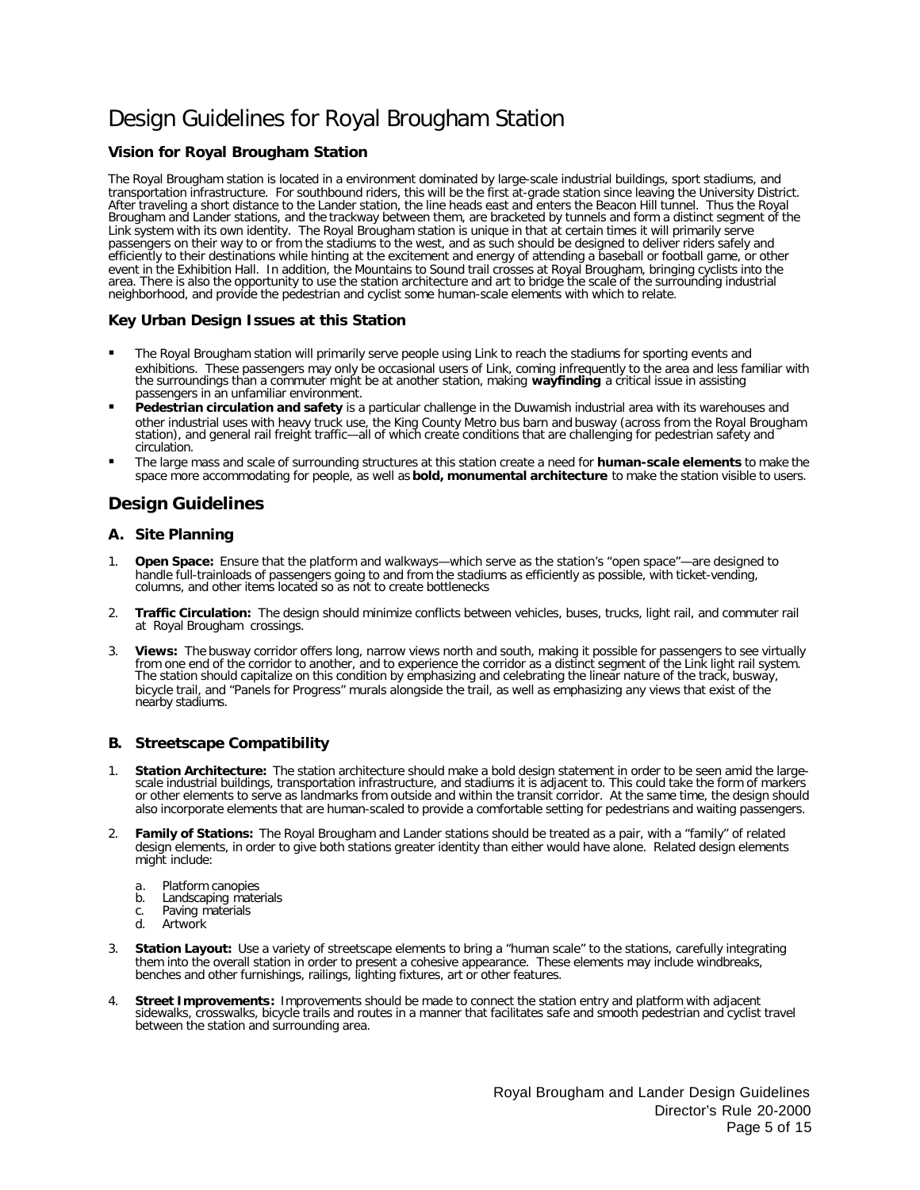# Design Guidelines for Royal Brougham Station

### Vision for Royal Brougham Station

The Royal Brougham station is located in a environment dominated by large-scale industrial buildings, sport stadiums, and transportation infrastructure. For southbound riders, this will be the first at-grade station since leaving the University District. After traveling a short distance to the Lander station, the line heads east and enters the Beacon Hill tunnel. Thus the Royal Brougham and Lander stations, and the trackway between them, are bracketed by tunnels and form a distinct segment of the Link system with its own identity. The Royal Brougham station is unique in that at certain times it will primarily serve passengers on their way to or from the stadiums to the west, and as such should be designed to deliver riders safely and efficiently to their destinations while hinting at the excitement and energy of attending a baseball or football game, or other event in the Exhibition Hall. In addition, the Mountains to Sound trail crosses at Royal Brougham, bringing cyclists into the area. There is also the opportunity to use the station architecture and art to bridge the scale of the surrounding industrial neighborhood, and provide the pedestrian and cyclist some human-scale elements with which to relate.

### Key Urban Design Issues at this Station

- The Royal Brougham station will primarily serve people using Link to reach the stadiums for sporting events and exhibitions. These passengers may only be occasional users of Link, coming infrequently to the area and less familiar with the surroundings than a commuter might be at another station, making **wayfinding** a critical issue in assisting passengers in an unfamiliar environment.
- **Pedestrian circulation and safety** is a particular challenge in the Duwamish industrial area with its warehouses and other industrial uses with heavy truck use, the King County Metro bus barn and busway (across from the Royal Brougham station), and general rail freight traffic—all of which create conditions that are challenging for pedestrian safety and circulation.
- The large mass and scale of surrounding structures at this station create a need for **human-scale elements** to make the space more accommodating for people, as well as **bold, monumental architecture** to make the station visible to users.

## Design Guidelines

### A. Site Planning

1. **Open Space:** Ensure that the platform and walkways—which serve as the station's "open space"—are designed to handle full-trainloads of passengers going to and from the stadiums as efficiently as possible, with ticket-vending, columns, and other items located so as not to create bottlenecks
2. **Traffic Circulation:** The design should minimize conflicts between vehicles, buses, trucks, light rail, and commuter rail at Royal Brougham crossings.
3. **Views:** The busway corridor offers long, narrow views north and south, making it possible for passengers to see virtually from one end of the corridor to another, and to experience the corridor as a distinct segment of the Link light rail system. The station should capitalize on this condition by emphasizing and celebrating the linear nature of the track, busway, bicycle trail, and "Panels for Progress" murals alongside the trail, as well as emphasizing any views that exist of the nearby stadiums.

### B. Streetscape Compatibility

1. **Station Architecture:** The station architecture should make a bold design statement in order to be seen amid the large-scale industrial buildings, transportation infrastructure, and stadiums it is adjacent to. This could take the form of markers or other elements to serve as landmarks from outside and within the transit corridor. At the same time, the design should also incorporate elements that are human-scaled to provide a comfortable setting for pedestrians and waiting passengers.
2. **Family of Stations:** The Royal Brougham and Lander stations should be treated as a pair, with a "family" of related design elements, in order to give both stations greater identity than either would have alone. Related design elements might include:
   a. Platform canopies
   b. Landscaping materials
   c. Paving materials
   d. Artwork
3. **Station Layout:** Use a variety of streetscape elements to bring a "human scale" to the stations, carefully integrating them into the overall station in order to present a cohesive appearance. These elements may include windbreaks, benches and other furnishings, railings, lighting fixtures, art or other features.
4. **Street Improvements:** Improvements should be made to connect the station entry and platform with adjacent sidewalks, crosswalks, bicycle trails and routes in a manner that facilitates safe and smooth pedestrian and cyclist travel between the station and surrounding area.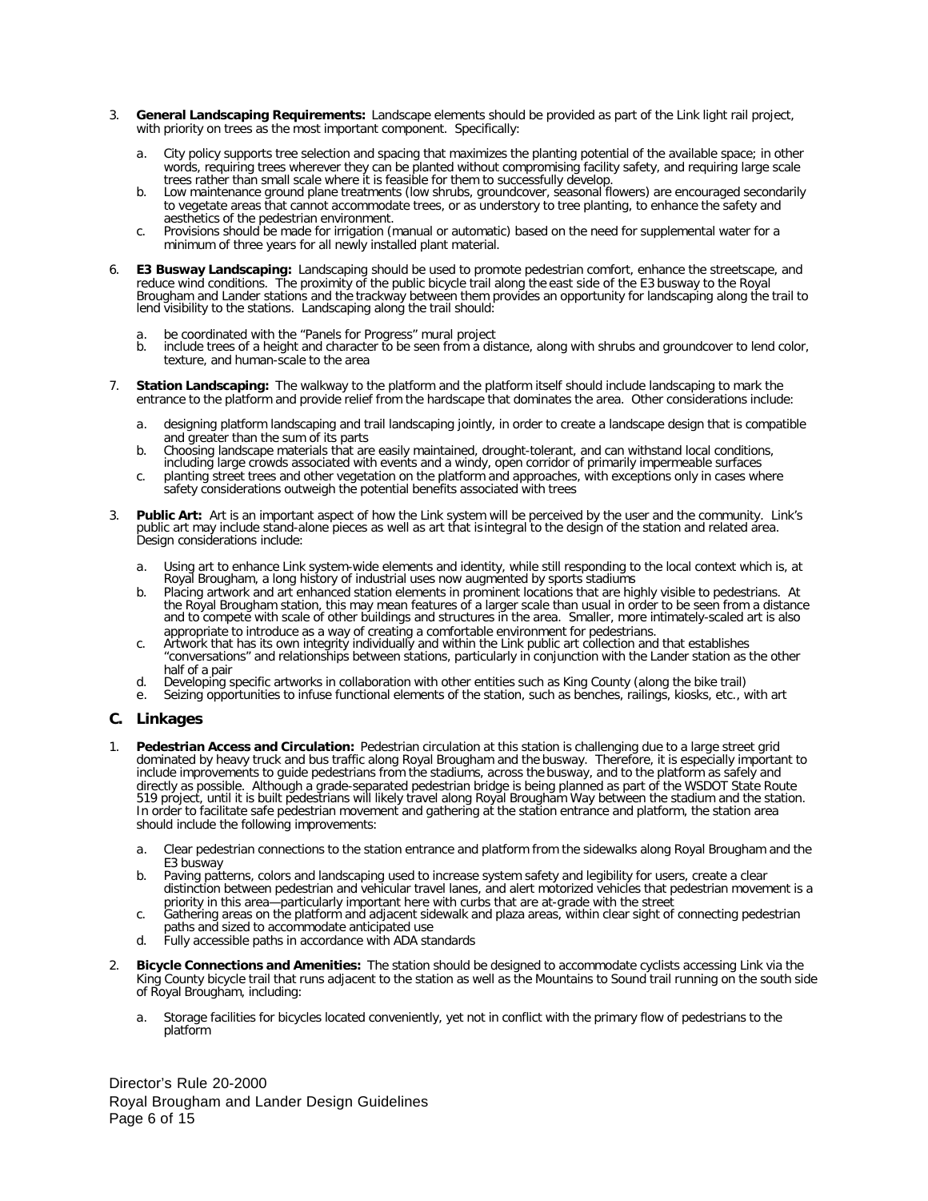3. **General Landscaping Requirements:** Landscape elements should be provided as part of the Link light rail project, with priority on trees as the most important component. Specifically:

   a. City policy supports tree selection and spacing that maximizes the planting potential of the available space; in other words, requiring trees wherever they can be planted without compromising facility safety, and requiring large scale trees rather than small scale where it is feasible for them to successfully develop.
   b. Low maintenance ground plane treatments (low shrubs, groundcover, seasonal flowers) are encouraged secondarily to vegetate areas that cannot accommodate trees, or as understory to tree planting, to enhance the safety and aesthetics of the pedestrian environment.
   c. Provisions should be made for irrigation (manual or automatic) based on the need for supplemental water for a minimum of three years for all newly installed plant material.

6. **E3 Busway Landscaping:** Landscaping should be used to promote pedestrian comfort, enhance the streetscape, and reduce wind conditions. The proximity of the public bicycle trail along the east side of the E3 busway to the Royal Brougham and Lander stations and the trackway between them provides an opportunity for landscaping along the trail to lend visibility to the stations. Landscaping along the trail should:

   a. be coordinated with the "Panels for Progress" mural project
   b. include trees of a height and character to be seen from a distance, along with shrubs and groundcover to lend color, texture, and human-scale to the area

7. **Station Landscaping:** The walkway to the platform and the platform itself should include landscaping to mark the entrance to the platform and provide relief from the hardscape that dominates the area. Other considerations include:

   a. designing platform landscaping and trail landscaping jointly, in order to create a landscape design that is compatible and greater than the sum of its parts
   b. Choosing landscape materials that are easily maintained, drought-tolerant, and can withstand local conditions, including large crowds associated with events and a windy, open corridor of primarily impermeable surfaces
   c. planting street trees and other vegetation on the platform and approaches, with exceptions only in cases where safety considerations outweigh the potential benefits associated with trees

3. **Public Art:** Art is an important aspect of how the Link system will be perceived by the user and the community. Link's public art may include stand-alone pieces as well as art that is integral to the design of the station and related area. Design considerations include:

   a. Using art to enhance Link system-wide elements and identity, while still responding to the local context which is, at Royal Brougham, a long history of industrial uses now augmented by sports stadiums
   b. Placing artwork and art enhanced station elements in prominent locations that are highly visible to pedestrians. At the Royal Brougham station, this may mean features of a larger scale than usual in order to be seen from a distance and to compete with scale of other buildings and structures in the area. Smaller, more intimately-scaled art is also appropriate to introduce as a way of creating a comfortable environment for pedestrians.
   c. Artwork that has its own integrity individually and within the Link public art collection and that establishes "conversations" and relationships between stations, particularly in conjunction with the Lander station as the other half of a pair
   d. Developing specific artworks in collaboration with other entities such as King County (along the bike trail)
   e. Seizing opportunities to infuse functional elements of the station, such as benches, railings, kiosks, etc., with art

## C. Linkages

1. **Pedestrian Access and Circulation:** Pedestrian circulation at this station is challenging due to a large street grid dominated by heavy truck and bus traffic along Royal Brougham and the busway. Therefore, it is especially important to include improvements to guide pedestrians from the stadiums, across the busway, and to the platform as safely and directly as possible. Although a grade-separated pedestrian bridge is being planned as part of the WSDOT State Route 519 project, until it is built pedestrians will likely travel along Royal Brougham Way between the stadium and the station. In order to facilitate safe pedestrian movement and gathering at the station entrance and platform, the station area should include the following improvements:

   a. Clear pedestrian connections to the station entrance and platform from the sidewalks along Royal Brougham and the E3 busway
   b. Paving patterns, colors and landscaping used to increase system safety and legibility for users, create a clear distinction between pedestrian and vehicular travel lanes, and alert motorized vehicles that pedestrian movement is a priority in this area—particularly important here with curbs that are at-grade with the street
   c. Gathering areas on the platform and adjacent sidewalk and plaza areas, within clear sight of connecting pedestrian paths and sized to accommodate anticipated use
   d. Fully accessible paths in accordance with ADA standards

2. **Bicycle Connections and Amenities:** The station should be designed to accommodate cyclists accessing Link via the King County bicycle trail that runs adjacent to the station as well as the Mountains to Sound trail running on the south side of Royal Brougham, including:

   a. Storage facilities for bicycles located conveniently, yet not in conflict with the primary flow of pedestrians to the platform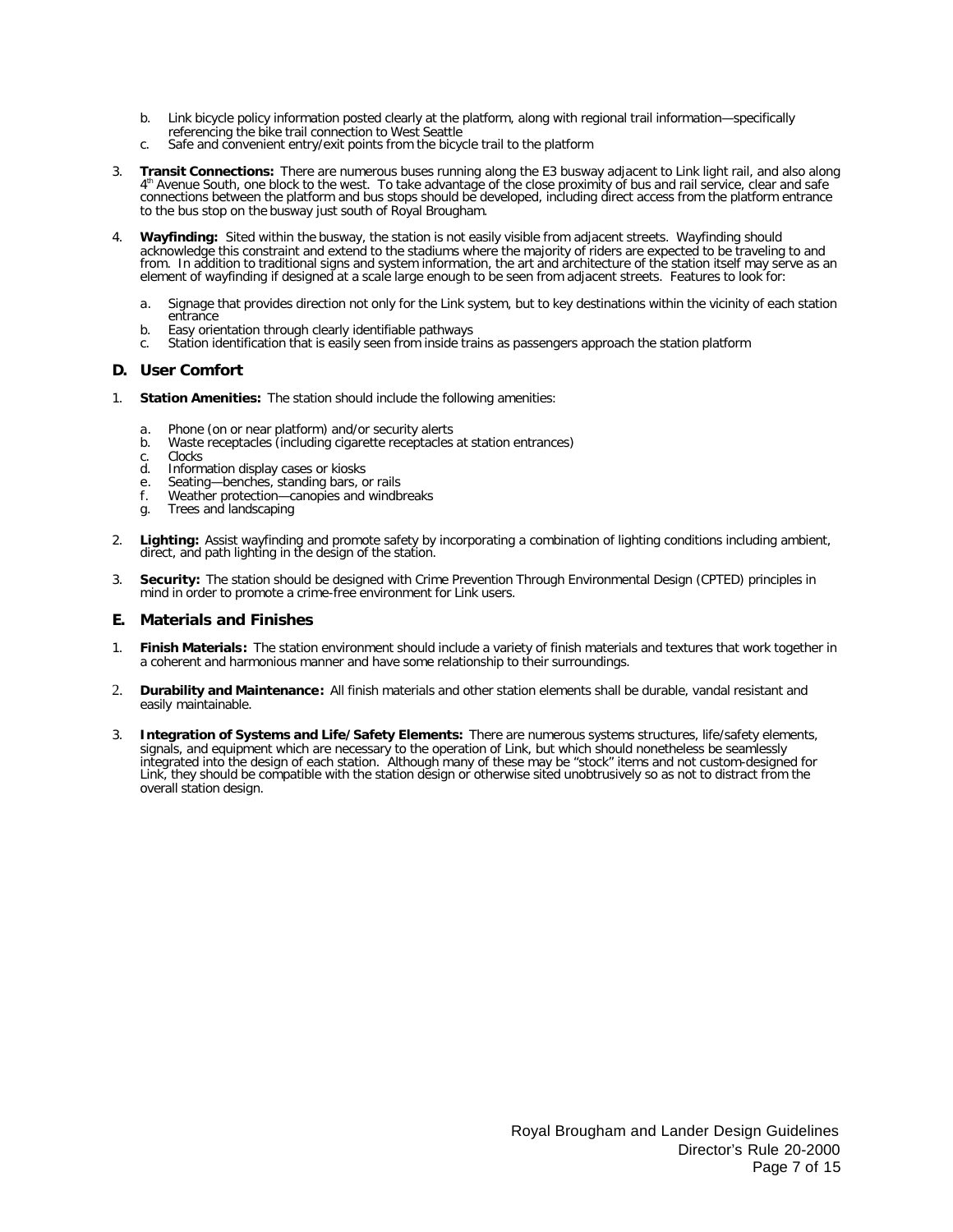b. Link bicycle policy information posted clearly at the platform, along with regional trail information—specifically referencing the bike trail connection to West Seattle
c. Safe and convenient entry/exit points from the bicycle trail to the platform

3. **Transit Connections:** There are numerous buses running along the E3 busway adjacent to Link light rail, and also along 4th Avenue South, one block to the west. To take advantage of the close proximity of bus and rail service, clear and safe connections between the platform and bus stops should be developed, including direct access from the platform entrance to the bus stop on the busway just south of Royal Brougham.

4. **Wayfinding:** Sited within the busway, the station is not easily visible from adjacent streets. Wayfinding should acknowledge this constraint and extend to the stadiums where the majority of riders are expected to be traveling to and from. In addition to traditional signs and system information, the art and architecture of the station itself may serve as an element of wayfinding if designed at a scale large enough to be seen from adjacent streets. Features to look for:

   a. Signage that provides direction not only for the Link system, but to key destinations within the vicinity of each station entrance
   b. Easy orientation through clearly identifiable pathways
   c. Station identification that is easily seen from inside trains as passengers approach the station platform

## D. User Comfort

1. **Station Amenities:** The station should include the following amenities:

   a. Phone (on or near platform) and/or security alerts
   b. Waste receptacles (including cigarette receptacles at station entrances)
   c. Clocks
   d. Information display cases or kiosks
   e. Seating—benches, standing bars, or rails
   f. Weather protection—canopies and windbreaks
   g. Trees and landscaping

2. **Lighting:** Assist wayfinding and promote safety by incorporating a combination of lighting conditions including ambient, direct, and path lighting in the design of the station.

3. **Security:** The station should be designed with Crime Prevention Through Environmental Design (CPTED) principles in mind in order to promote a crime-free environment for Link users.

## E. Materials and Finishes

1. **Finish Materials:** The station environment should include a variety of finish materials and textures that work together in a coherent and harmonious manner and have some relationship to their surroundings.

2. **Durability and Maintenance:** All finish materials and other station elements shall be durable, vandal resistant and easily maintainable.

3. **Integration of Systems and Life/Safety Elements:** There are numerous systems structures, life/safety elements, signals, and equipment which are necessary to the operation of Link, but which should nonetheless be seamlessly integrated into the design of each station. Although many of these may be "stock" items and not custom-designed for Link, they should be compatible with the station design or otherwise sited unobtrusively so as not to distract from the overall station design.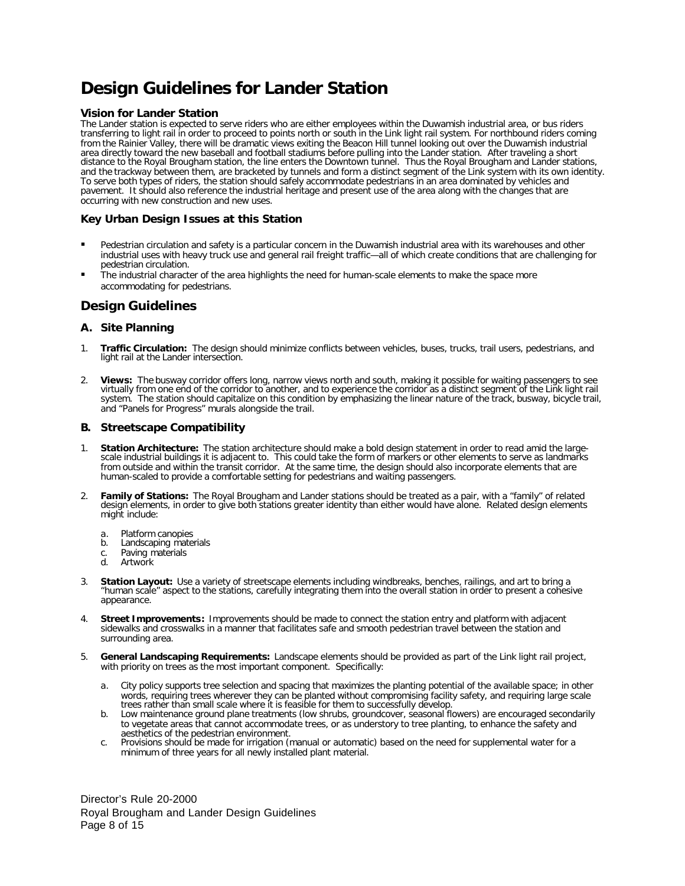# Design Guidelines for Lander Station

### Vision for Lander Station

The Lander station is expected to serve riders who are either employees within the Duwamish industrial area, or bus riders transferring to light rail in order to proceed to points north or south in the Link light rail system. For northbound riders coming from the Rainier Valley, there will be dramatic views exiting the Beacon Hill tunnel looking out over the Duwamish industrial area directly toward the new baseball and football stadiums before pulling into the Lander station. After traveling a short distance to the Royal Brougham station, the line enters the Downtown tunnel. Thus the Royal Brougham and Lander stations, and the trackway between them, are bracketed by tunnels and form a distinct segment of the Link system with its own identity. To serve both types of riders, the station should safely accommodate pedestrians in an area dominated by vehicles and pavement. It should also reference the industrial heritage and present use of the area along with the changes that are occurring with new construction and new uses.

### Key Urban Design Issues at this Station

- Pedestrian circulation and safety is a particular concern in the Duwamish industrial area with its warehouses and other industrial uses with heavy truck use and general rail freight traffic—all of which create conditions that are challenging for pedestrian circulation.
- The industrial character of the area highlights the need for human-scale elements to make the space more accommodating for pedestrians.

## Design Guidelines

### A. Site Planning

1. **Traffic Circulation:** The design should minimize conflicts between vehicles, buses, trucks, trail users, pedestrians, and light rail at the Lander intersection.

2. **Views:** The busway corridor offers long, narrow views north and south, making it possible for waiting passengers to see virtually from one end of the corridor to another, and to experience the corridor as a distinct segment of the Link light rail system. The station should capitalize on this condition by emphasizing the linear nature of the track, busway, bicycle trail, and "Panels for Progress" murals alongside the trail.

### B. Streetscape Compatibility

1. **Station Architecture:** The station architecture should make a bold design statement in order to read amid the large-scale industrial buildings it is adjacent to. This could take the form of markers or other elements to serve as landmarks from outside and within the transit corridor. At the same time, the design should also incorporate elements that are human-scaled to provide a comfortable setting for pedestrians and waiting passengers.

2. **Family of Stations:** The Royal Brougham and Lander stations should be treated as a pair, with a "family" of related design elements, in order to give both stations greater identity than either would have alone. Related design elements might include:

   a. Platform canopies
   b. Landscaping materials
   c. Paving materials
   d. Artwork

3. **Station Layout:** Use a variety of streetscape elements including windbreaks, benches, railings, and art to bring a "human scale" aspect to the stations, carefully integrating them into the overall station in order to present a cohesive appearance.

4. **Street Improvements:** Improvements should be made to connect the station entry and platform with adjacent sidewalks and crosswalks in a manner that facilitates safe and smooth pedestrian travel between the station and surrounding area.

5. **General Landscaping Requirements:** Landscape elements should be provided as part of the Link light rail project, with priority on trees as the most important component. Specifically:

   a. City policy supports tree selection and spacing that maximizes the planting potential of the available space; in other words, requiring trees wherever they can be planted without compromising facility safety, and requiring large scale trees rather than small scale where it is feasible for them to successfully develop.
   b. Low maintenance ground plane treatments (low shrubs, groundcover, seasonal flowers) are encouraged secondarily to vegetate areas that cannot accommodate trees, or as understory to tree planting, to enhance the safety and aesthetics of the pedestrian environment.
   c. Provisions should be made for irrigation (manual or automatic) based on the need for supplemental water for a minimum of three years for all newly installed plant material.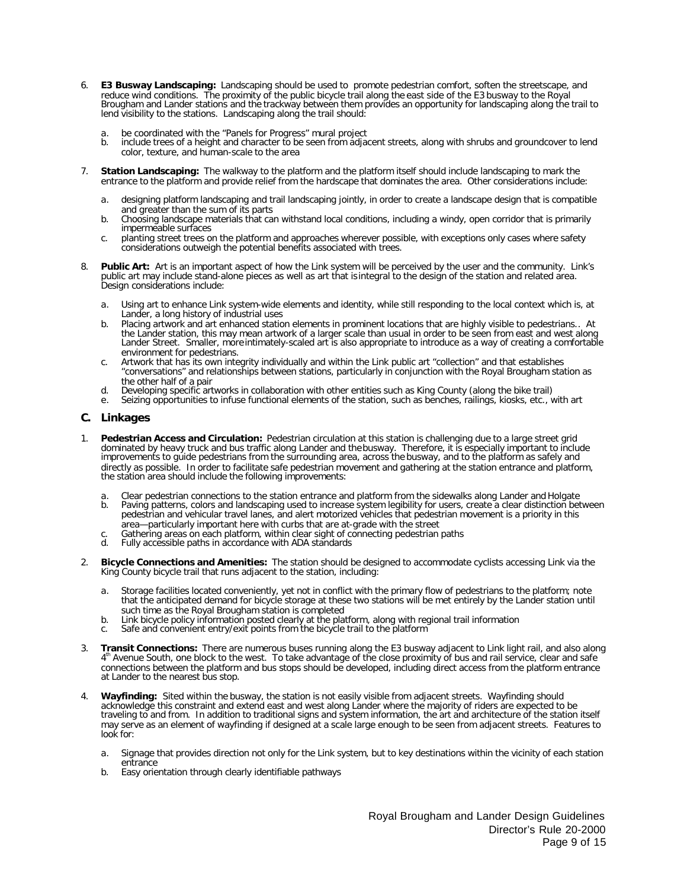6. **E3 Busway Landscaping:** Landscaping should be used to promote pedestrian comfort, soften the streetscape, and reduce wind conditions. The proximity of the public bicycle trail along the east side of the E3 busway to the Royal Brougham and Lander stations and the trackway between them provides an opportunity for landscaping along the trail to lend visibility to the stations. Landscaping along the trail should:

   a. be coordinated with the "Panels for Progress" mural project
   b. include trees of a height and character to be seen from adjacent streets, along with shrubs and groundcover to lend color, texture, and human-scale to the area

7. **Station Landscaping:** The walkway to the platform and the platform itself should include landscaping to mark the entrance to the platform and provide relief from the hardscape that dominates the area. Other considerations include:

   a. designing platform landscaping and trail landscaping jointly, in order to create a landscape design that is compatible and greater than the sum of its parts
   b. Choosing landscape materials that can withstand local conditions, including a windy, open corridor that is primarily impermeable surfaces
   c. planting street trees on the platform and approaches wherever possible, with exceptions only cases where safety considerations outweigh the potential benefits associated with trees.

8. **Public Art:** Art is an important aspect of how the Link system will be perceived by the user and the community. Link's public art may include stand-alone pieces as well as art that is integral to the design of the station and related area. Design considerations include:

   a. Using art to enhance Link system-wide elements and identity, while still responding to the local context which is, at Lander, a long history of industrial uses
   b. Placing artwork and art enhanced station elements in prominent locations that are highly visible to pedestrians.. At the Lander station, this may mean artwork of a larger scale than usual in order to be seen from east and west along Lander Street. Smaller, more intimately-scaled art is also appropriate to introduce as a way of creating a comfortable environment for pedestrians.
   c. Artwork that has its own integrity individually and within the Link public art "collection" and that establishes "conversations" and relationships between stations, particularly in conjunction with the Royal Brougham station as the other half of a pair
   d. Developing specific artworks in collaboration with other entities such as King County (along the bike trail)
   e. Seizing opportunities to infuse functional elements of the station, such as benches, railings, kiosks, etc., with art

## C. Linkages

1. **Pedestrian Access and Circulation:** Pedestrian circulation at this station is challenging due to a large street grid dominated by heavy truck and bus traffic along Lander and the busway. Therefore, it is especially important to include improvements to guide pedestrians from the surrounding area, across the busway, and to the platform as safely and directly as possible. In order to facilitate safe pedestrian movement and gathering at the station entrance and platform, the station area should include the following improvements:

   a. Clear pedestrian connections to the station entrance and platform from the sidewalks along Lander and Holgate
   b. Paving patterns, colors and landscaping used to increase system legibility for users, create a clear distinction between pedestrian and vehicular travel lanes, and alert motorized vehicles that pedestrian movement is a priority in this area—particularly important here with curbs that are at-grade with the street
   c. Gathering areas on each platform, within clear sight of connecting pedestrian paths
   d. Fully accessible paths in accordance with ADA standards

2. **Bicycle Connections and Amenities:** The station should be designed to accommodate cyclists accessing Link via the King County bicycle trail that runs adjacent to the station, including:

   a. Storage facilities located conveniently, yet not in conflict with the primary flow of pedestrians to the platform; note that the anticipated demand for bicycle storage at these two stations will be met entirely by the Lander station until such time as the Royal Brougham station is completed
   b. Link bicycle policy information posted clearly at the platform, along with regional trail information
   c. Safe and convenient entry/exit points from the bicycle trail to the platform

3. **Transit Connections:** There are numerous buses running along the E3 busway adjacent to Link light rail, and also along 4th Avenue South, one block to the west. To take advantage of the close proximity of bus and rail service, clear and safe connections between the platform and bus stops should be developed, including direct access from the platform entrance at Lander to the nearest bus stop.

4. **Wayfinding:** Sited within the busway, the station is not easily visible from adjacent streets. Wayfinding should acknowledge this constraint and extend east and west along Lander where the majority of riders are expected to be traveling to and from. In addition to traditional signs and system information, the art and architecture of the station itself may serve as an element of wayfinding if designed at a scale large enough to be seen from adjacent streets. Features to look for:

   a. Signage that provides direction not only for the Link system, but to key destinations within the vicinity of each station entrance
   b. Easy orientation through clearly identifiable pathways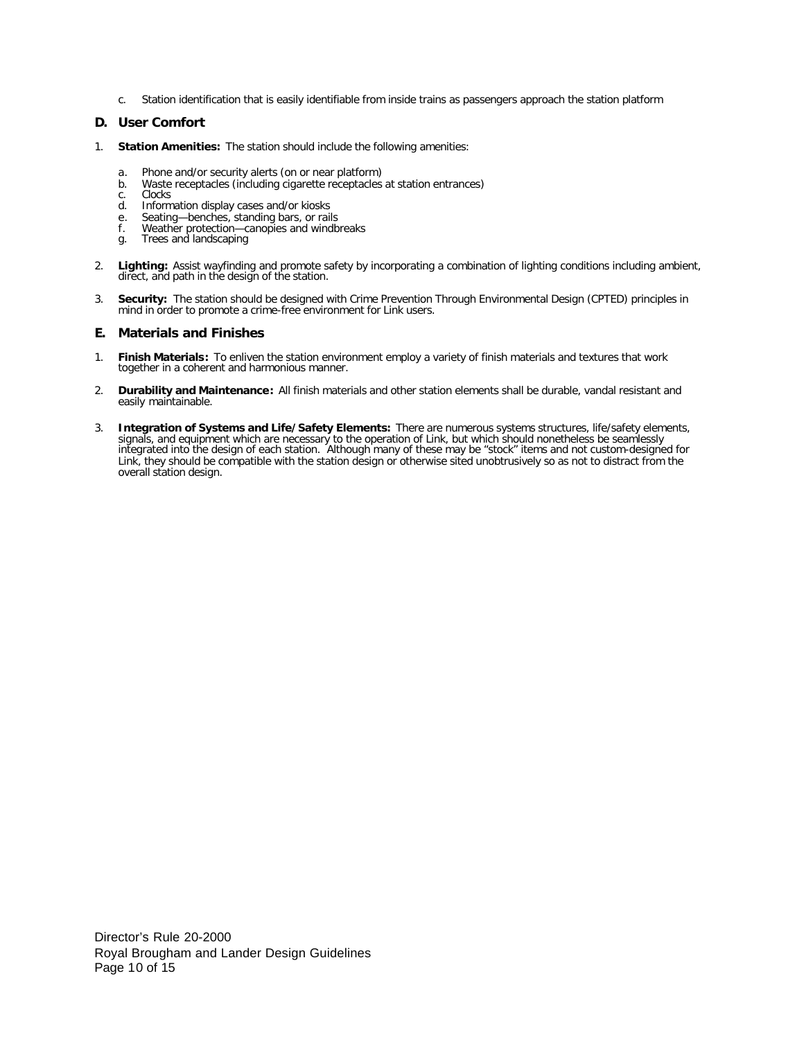c. Station identification that is easily identifiable from inside trains as passengers approach the station platform

## D. User Comfort

1. **Station Amenities:** The station should include the following amenities:

   a. Phone and/or security alerts (on or near platform)
   b. Waste receptacles (including cigarette receptacles at station entrances)
   c. Clocks
   d. Information display cases and/or kiosks
   e. Seating—benches, standing bars, or rails
   f. Weather protection—canopies and windbreaks
   g. Trees and landscaping

2. **Lighting:** Assist wayfinding and promote safety by incorporating a combination of lighting conditions including ambient, direct, and path in the design of the station.

3. **Security:** The station should be designed with Crime Prevention Through Environmental Design (CPTED) principles in mind in order to promote a crime-free environment for Link users.

## E. Materials and Finishes

1. **Finish Materials:** To enliven the station environment employ a variety of finish materials and textures that work together in a coherent and harmonious manner.

2. **Durability and Maintenance:** All finish materials and other station elements shall be durable, vandal resistant and easily maintainable.

3. **Integration of Systems and Life/Safety Elements:** There are numerous systems structures, life/safety elements, signals, and equipment which are necessary to the operation of Link, but which should nonetheless be seamlessly integrated into the design of each station. Although many of these may be "stock" items and not custom-designed for Link, they should be compatible with the station design or otherwise sited unobtrusively so as not to distract from the overall station design.